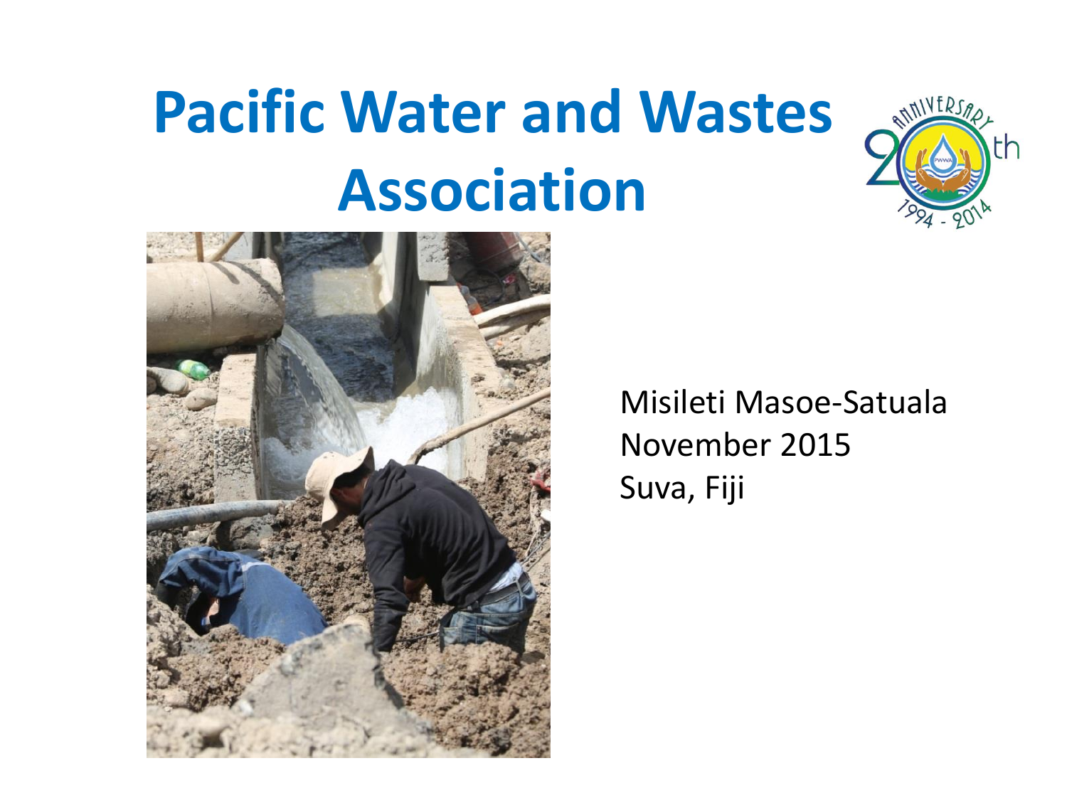# Pacific Water and Wastes Association

Misileti Masoe-Satuala
November 2015
Suva, Fiji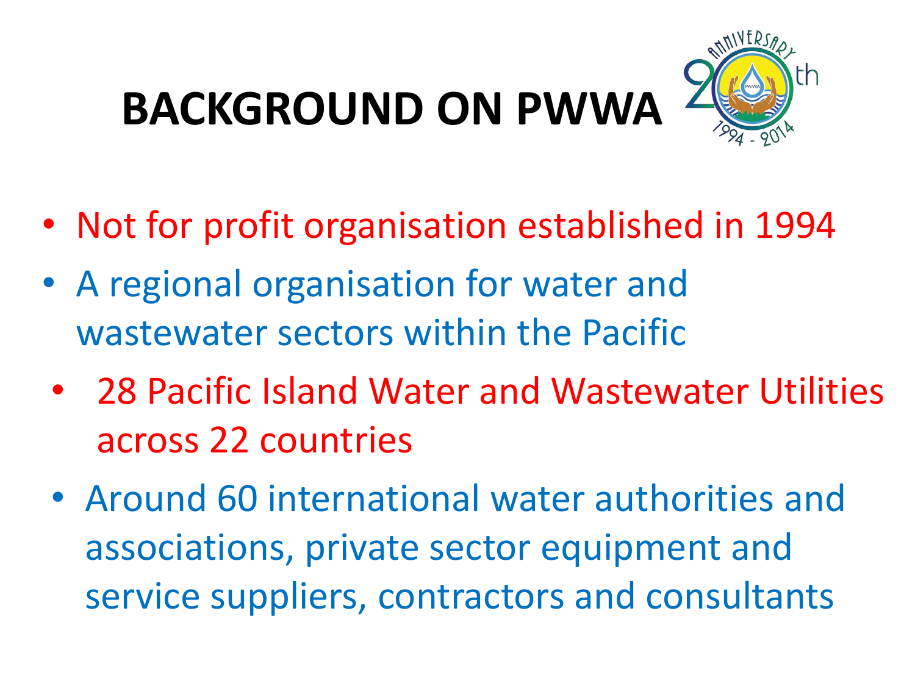# BACKGROUND ON PWWA

- Not for profit organisation established in 1994
- A regional organisation for water and wastewater sectors within the Pacific
- 28 Pacific Island Water and Wastewater Utilities across 22 countries
- Around 60 international water authorities and associations, private sector equipment and service suppliers, contractors and consultants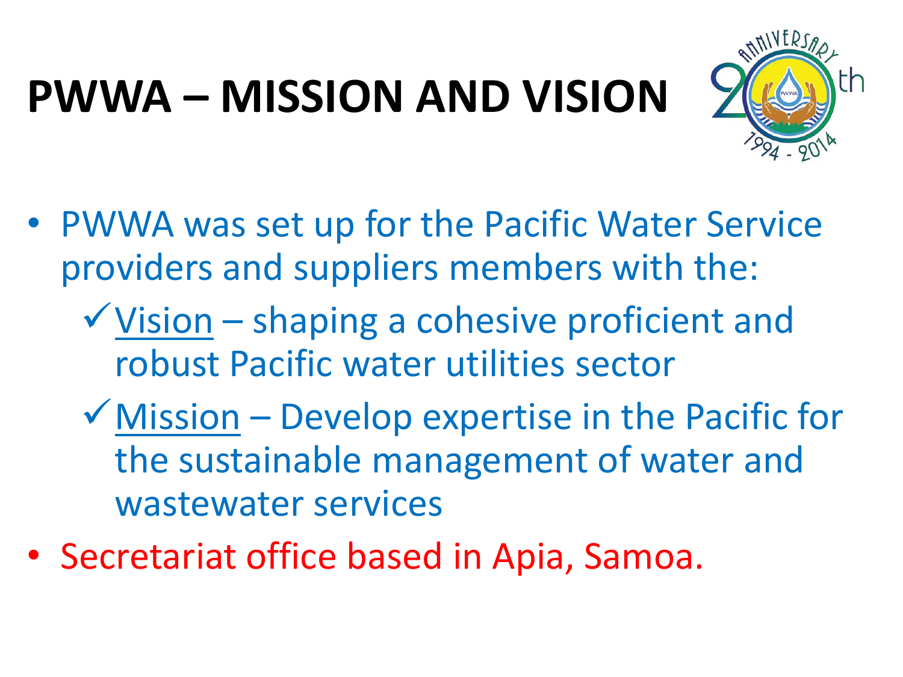# PWWA – MISSION AND VISION

- PWWA was set up for the Pacific Water Service providers and suppliers members with the:
  - ✓ Vision – shaping a cohesive proficient and robust Pacific water utilities sector
  - ✓ Mission – Develop expertise in the Pacific for the sustainable management of water and wastewater services
- Secretariat office based in Apia, Samoa.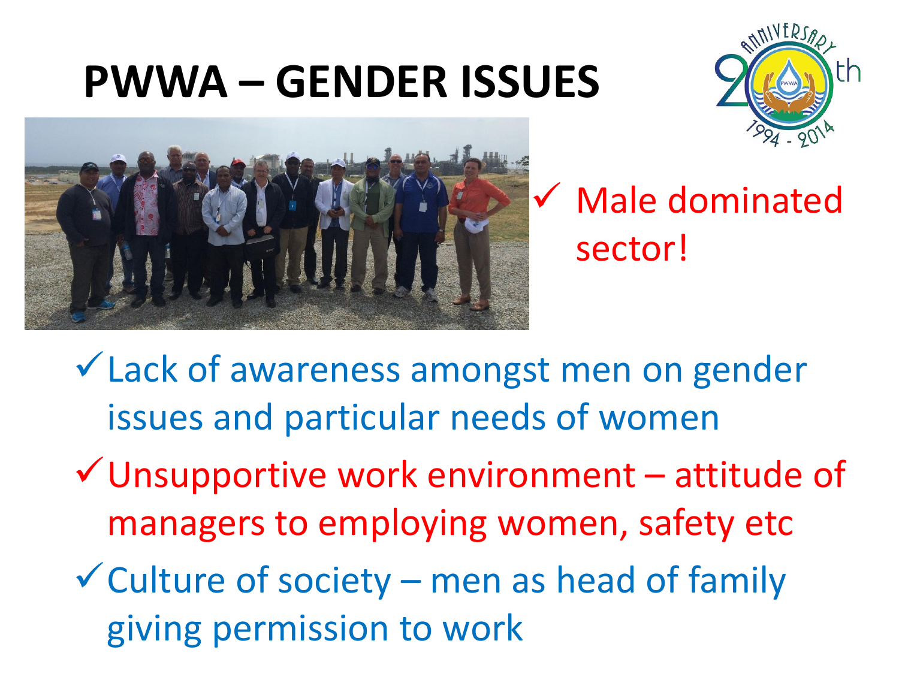# PWWA – GENDER ISSUES

- ✓ Male dominated sector!

- ✓ Lack of awareness amongst men on gender issues and particular needs of women
- ✓ Unsupportive work environment – attitude of managers to employing women, safety etc
- ✓ Culture of society – men as head of family giving permission to work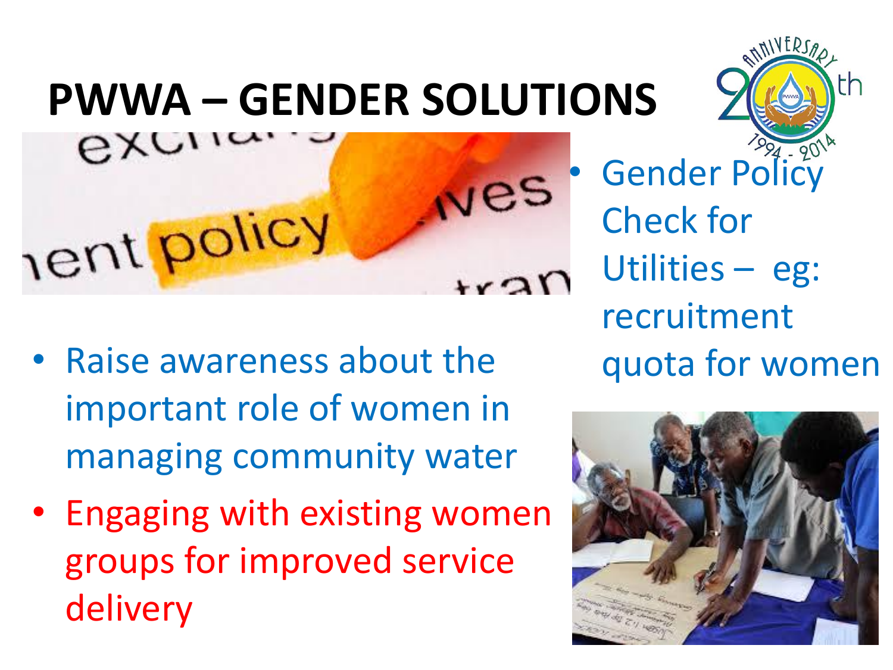# PWWA – GENDER SOLUTIONS

- Gender Policy Check for Utilities – eg: recruitment quota for women

- Raise awareness about the important role of women in managing community water
- Engaging with existing women groups for improved service delivery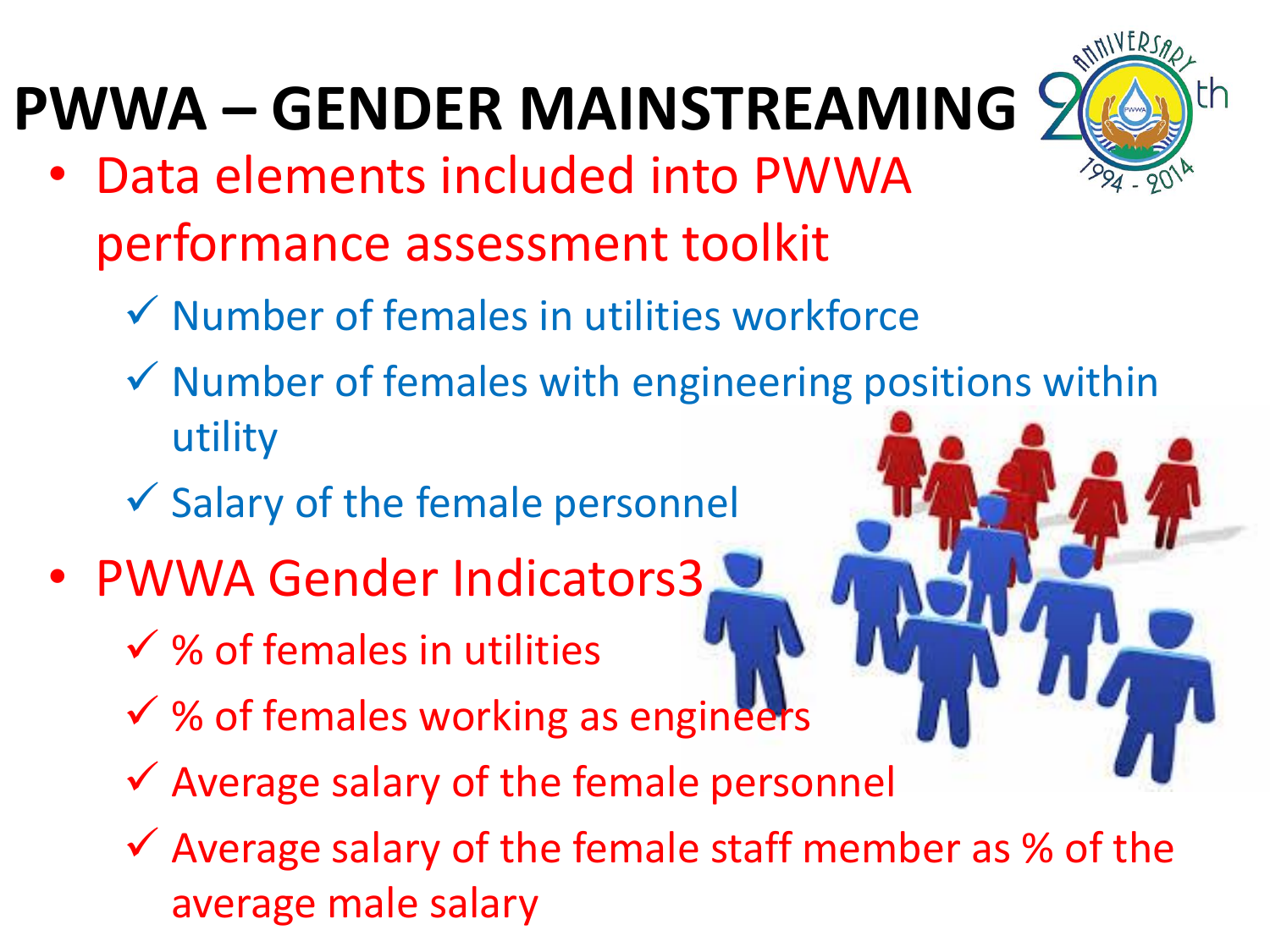# PWWA – GENDER MAINSTREAMING

- Data elements included into PWWA performance assessment toolkit
  - ✓ Number of females in utilities workforce
  - ✓ Number of females with engineering positions within utility
  - ✓ Salary of the female personnel
- PWWA Gender Indicators3
  - ✓ % of females in utilities
  - ✓ % of females working as engineers
  - ✓ Average salary of the female personnel
  - ✓ Average salary of the female staff member as % of the average male salary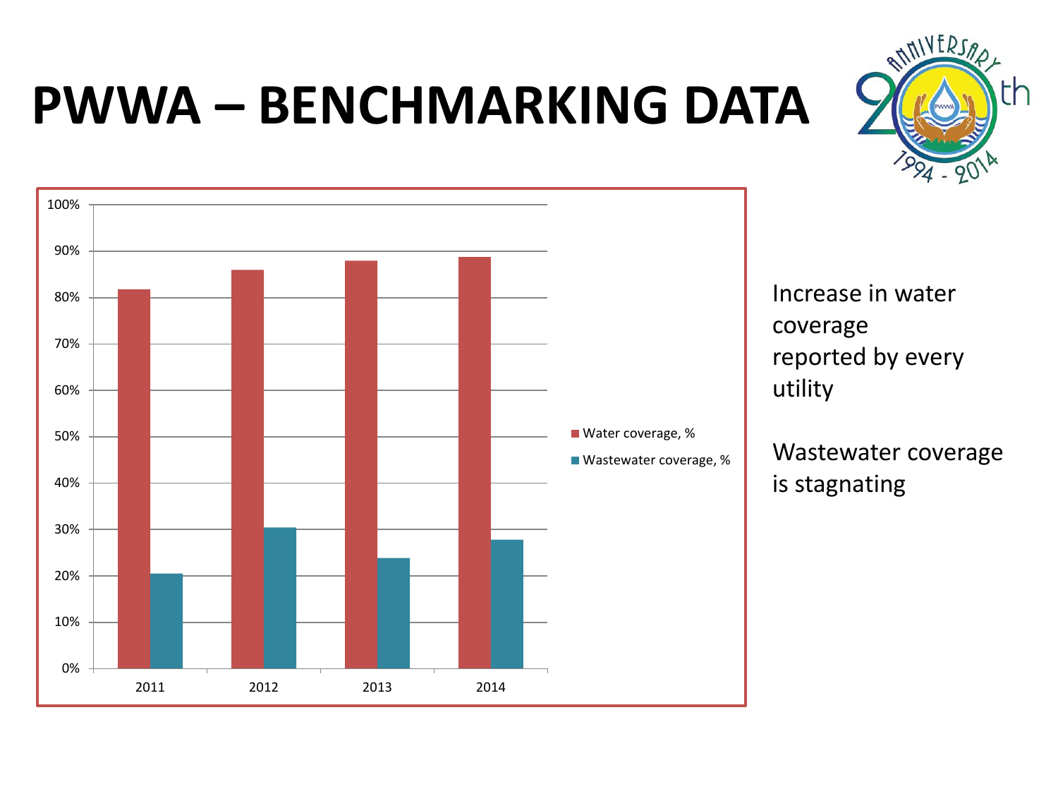# PWWA – BENCHMARKING DATA

Increase in water coverage reported by every utility

Wastewater coverage is stagnating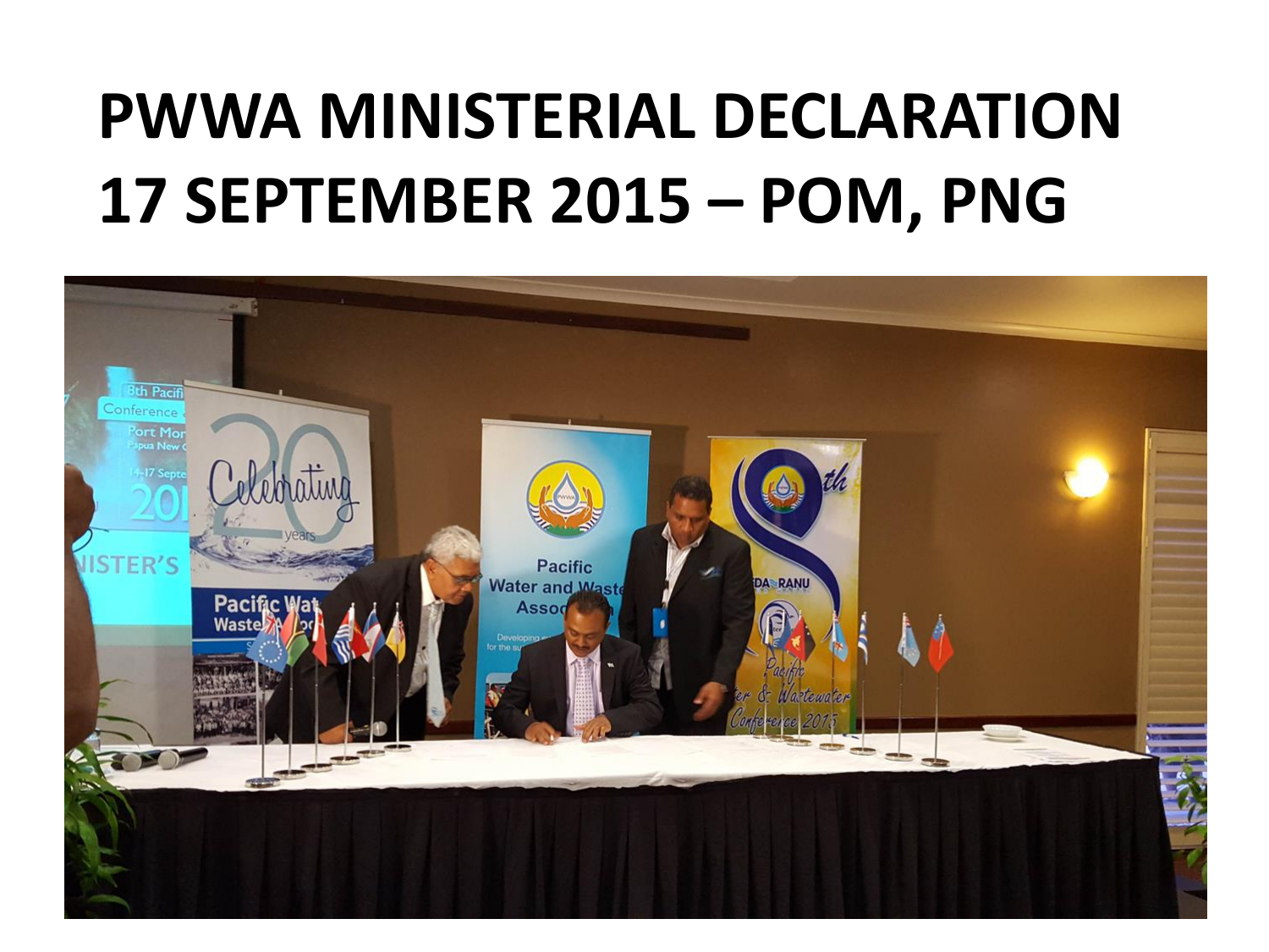# PWWA MINISTERIAL DECLARATION 17 SEPTEMBER 2015 – POM, PNG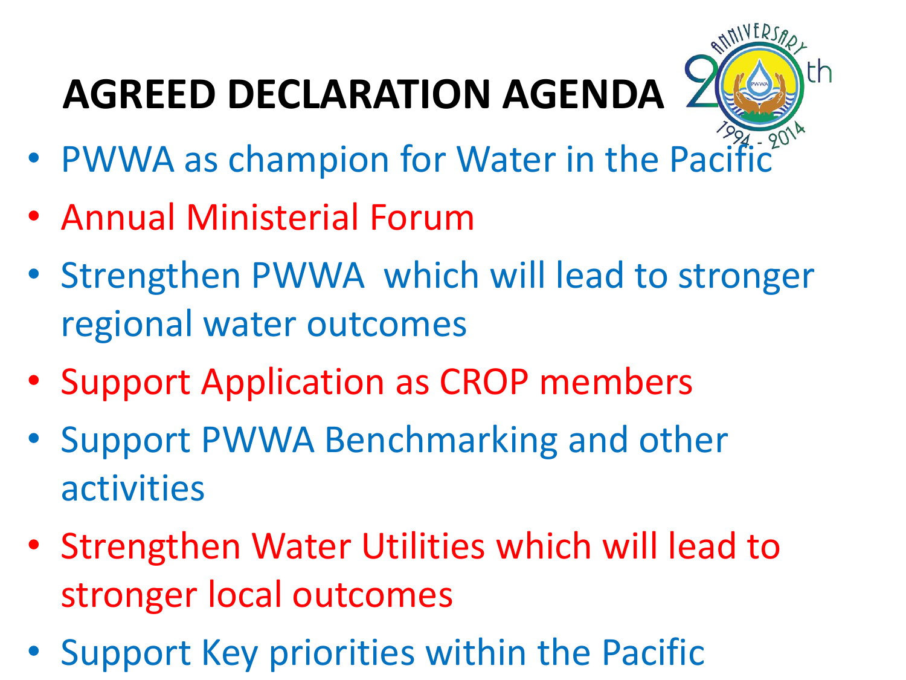# AGREED DECLARATION AGENDA

- PWWA as champion for Water in the Pacific
- Annual Ministerial Forum
- Strengthen PWWA which will lead to stronger regional water outcomes
- Support Application as CROP members
- Support PWWA Benchmarking and other activities
- Strengthen Water Utilities which will lead to stronger local outcomes
- Support Key priorities within the Pacific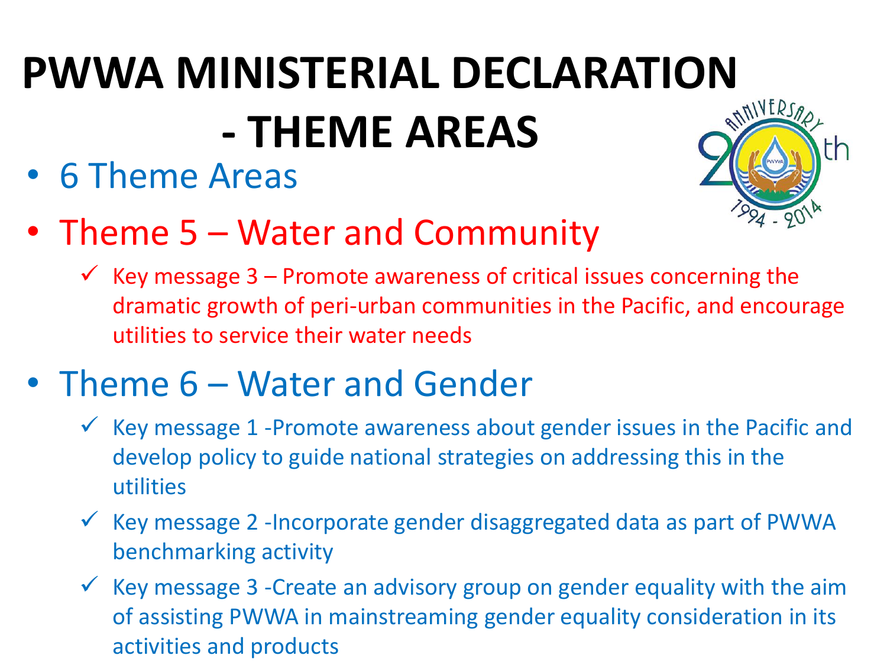# PWWA MINISTERIAL DECLARATION - THEME AREAS

- 6 Theme Areas
- Theme 5 – Water and Community
  - ✓ Key message 3 – Promote awareness of critical issues concerning the dramatic growth of peri-urban communities in the Pacific, and encourage utilities to service their water needs
- Theme 6 – Water and Gender
  - ✓ Key message 1 -Promote awareness about gender issues in the Pacific and develop policy to guide national strategies on addressing this in the utilities
  - ✓ Key message 2 -Incorporate gender disaggregated data as part of PWWA benchmarking activity
  - ✓ Key message 3 -Create an advisory group on gender equality with the aim of assisting PWWA in mainstreaming gender equality consideration in its activities and products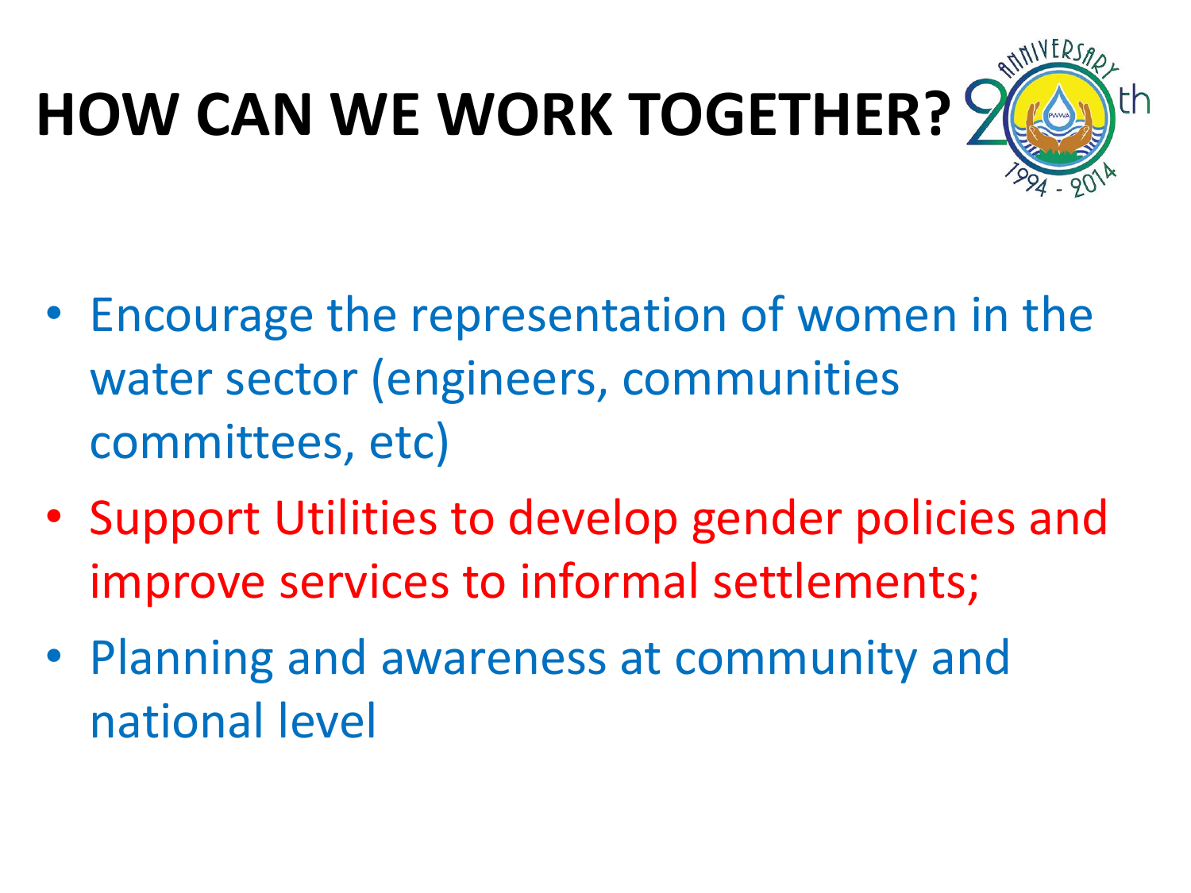# HOW CAN WE WORK TOGETHER?

- Encourage the representation of women in the water sector (engineers, communities committees, etc)
- Support Utilities to develop gender policies and improve services to informal settlements;
- Planning and awareness at community and national level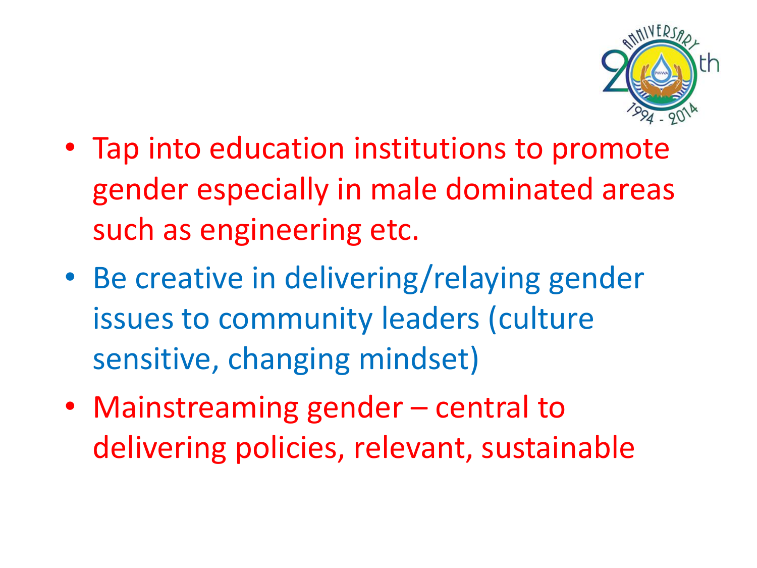- Tap into education institutions to promote gender especially in male dominated areas such as engineering etc.
- Be creative in delivering/relaying gender issues to community leaders (culture sensitive, changing mindset)
- Mainstreaming gender – central to delivering policies, relevant, sustainable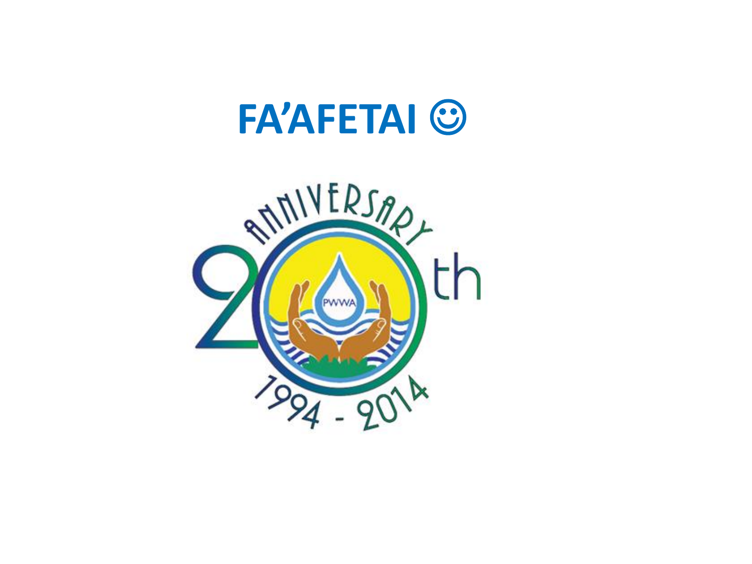# FA'AFETAI ☺

ANNIVERSARY

20th

PWWA

1994 - 2014